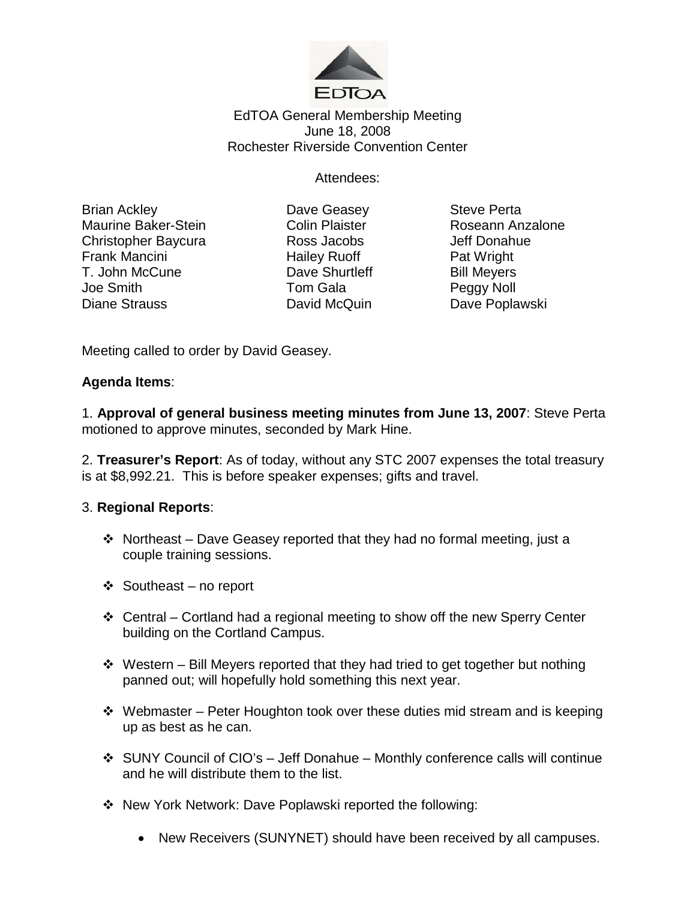EdTOA General Membership Meeting
June 18, 2008
Rochester Riverside Convention Center

Attendees:

| | | |
|---|---|---|
| Brian Ackley | Dave Geasey | Steve Perta |
| Maurine Baker-Stein | Colin Plaister | Roseann Anzalone |
| Christopher Baycura | Ross Jacobs | Jeff Donahue |
| Frank Mancini | Hailey Ruoff | Pat Wright |
| T. John McCune | Dave Shurtleff | Bill Meyers |
| Joe Smith | Tom Gala | Peggy Noll |
| Diane Strauss | David McQuin | Dave Poplawski |

Meeting called to order by David Geasey.

**Agenda Items**:

1. **Approval of general business meeting minutes from June 13, 2007**: Steve Perta motioned to approve minutes, seconded by Mark Hine.

2. **Treasurer's Report**: As of today, without any STC 2007 expenses the total treasury is at $8,992.21. This is before speaker expenses; gifts and travel.

3. **Regional Reports**:

- Northeast – Dave Geasey reported that they had no formal meeting, just a couple training sessions.
- Southeast – no report
- Central – Cortland had a regional meeting to show off the new Sperry Center building on the Cortland Campus.
- Western – Bill Meyers reported that they had tried to get together but nothing panned out; will hopefully hold something this next year.
- Webmaster – Peter Houghton took over these duties mid stream and is keeping up as best as he can.
- SUNY Council of CIO's – Jeff Donahue – Monthly conference calls will continue and he will distribute them to the list.
- New York Network: Dave Poplawski reported the following:
    - New Receivers (SUNYNET) should have been received by all campuses.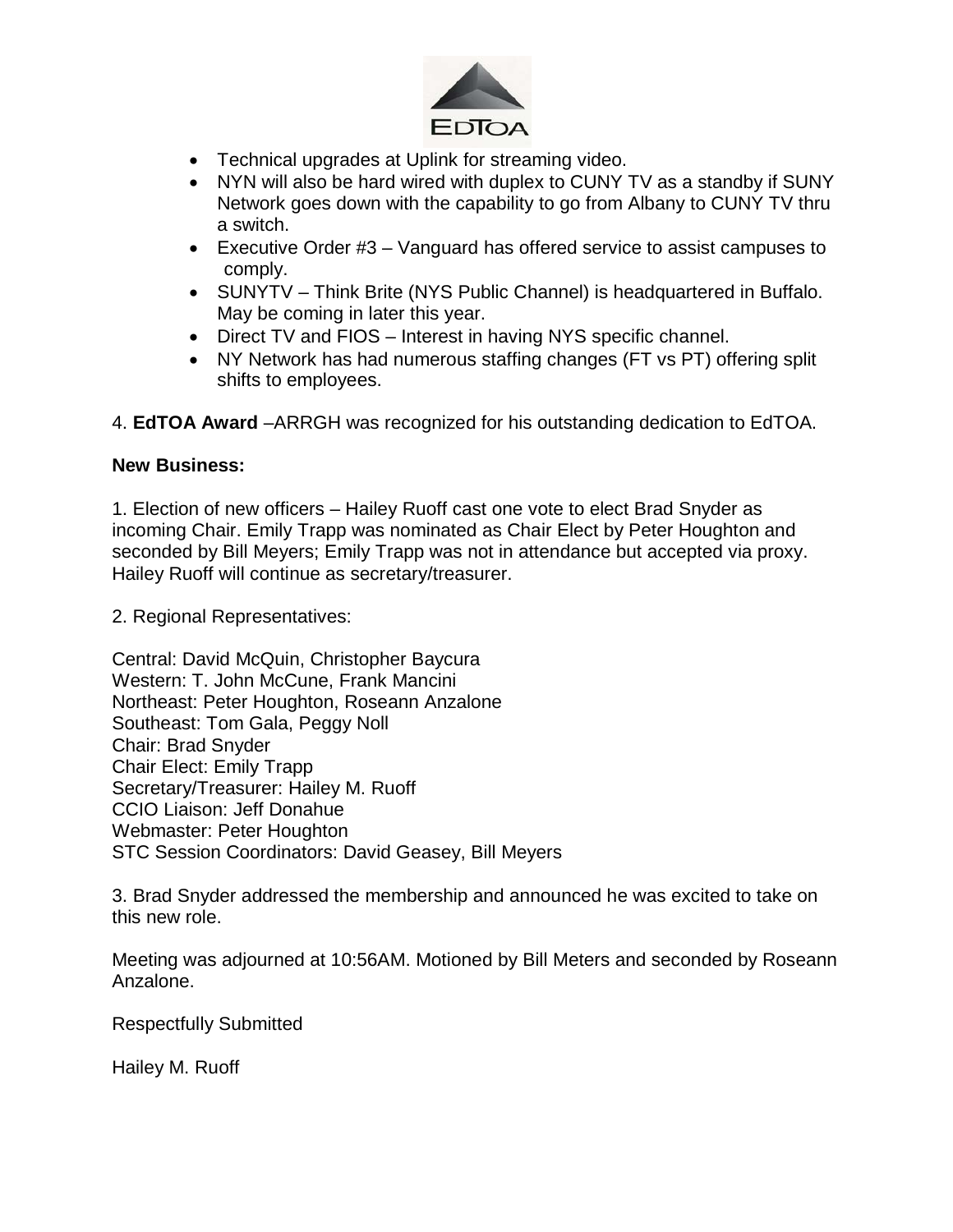- Technical upgrades at Uplink for streaming video.
- NYN will also be hard wired with duplex to CUNY TV as a standby if SUNY Network goes down with the capability to go from Albany to CUNY TV thru a switch.
- Executive Order #3 – Vanguard has offered service to assist campuses to comply.
- SUNYTV – Think Brite (NYS Public Channel) is headquartered in Buffalo. May be coming in later this year.
- Direct TV and FIOS – Interest in having NYS specific channel.
- NY Network has had numerous staffing changes (FT vs PT) offering split shifts to employees.

4. **EdTOA Award** –ARRGH was recognized for his outstanding dedication to EdTOA.

**New Business:**

1. Election of new officers – Hailey Ruoff cast one vote to elect Brad Snyder as incoming Chair. Emily Trapp was nominated as Chair Elect by Peter Houghton and seconded by Bill Meyers; Emily Trapp was not in attendance but accepted via proxy. Hailey Ruoff will continue as secretary/treasurer.

2. Regional Representatives:

Central: David McQuin, Christopher Baycura
Western: T. John McCune, Frank Mancini
Northeast: Peter Houghton, Roseann Anzalone
Southeast: Tom Gala, Peggy Noll
Chair: Brad Snyder
Chair Elect: Emily Trapp
Secretary/Treasurer: Hailey M. Ruoff
CCIO Liaison: Jeff Donahue
Webmaster: Peter Houghton
STC Session Coordinators: David Geasey, Bill Meyers

3. Brad Snyder addressed the membership and announced he was excited to take on this new role.

Meeting was adjourned at 10:56AM. Motioned by Bill Meters and seconded by Roseann Anzalone.

Respectfully Submitted

Hailey M. Ruoff